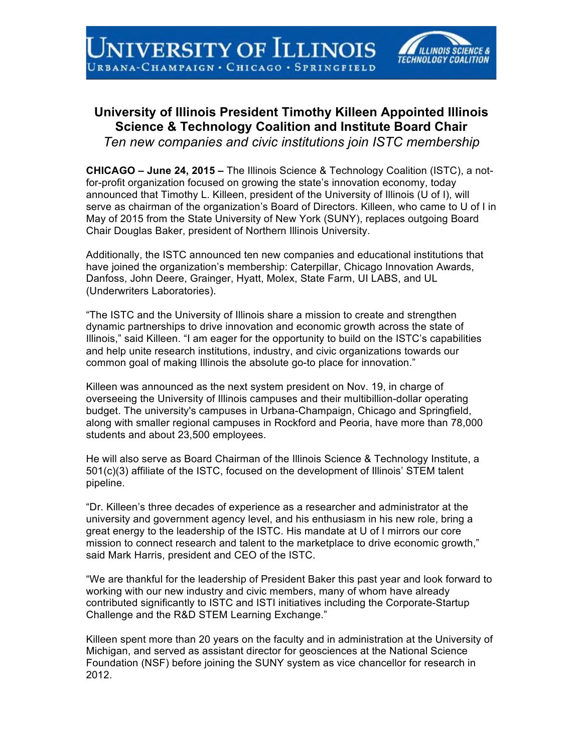UNIVERSITY OF ILLINOIS
URBANA-CHAMPAIGN • CHICAGO • SPRINGFIELD

ILLINOIS SCIENCE & TECHNOLOGY COALITION

# University of Illinois President Timothy Killeen Appointed Illinois Science & Technology Coalition and Institute Board Chair

*Ten new companies and civic institutions join ISTC membership*

**CHICAGO – June 24, 2015 –** The Illinois Science & Technology Coalition (ISTC), a not-for-profit organization focused on growing the state's innovation economy, today announced that Timothy L. Killeen, president of the University of Illinois (U of I), will serve as chairman of the organization's Board of Directors. Killeen, who came to U of I in May of 2015 from the State University of New York (SUNY), replaces outgoing Board Chair Douglas Baker, president of Northern Illinois University.

Additionally, the ISTC announced ten new companies and educational institutions that have joined the organization's membership: Caterpillar, Chicago Innovation Awards, Danfoss, John Deere, Grainger, Hyatt, Molex, State Farm, UI LABS, and UL (Underwriters Laboratories).

"The ISTC and the University of Illinois share a mission to create and strengthen dynamic partnerships to drive innovation and economic growth across the state of Illinois," said Killeen. "I am eager for the opportunity to build on the ISTC's capabilities and help unite research institutions, industry, and civic organizations towards our common goal of making Illinois the absolute go-to place for innovation."

Killeen was announced as the next system president on Nov. 19, in charge of overseeing the University of Illinois campuses and their multibillion-dollar operating budget. The university's campuses in Urbana-Champaign, Chicago and Springfield, along with smaller regional campuses in Rockford and Peoria, have more than 78,000 students and about 23,500 employees.

He will also serve as Board Chairman of the Illinois Science & Technology Institute, a 501(c)(3) affiliate of the ISTC, focused on the development of Illinois' STEM talent pipeline.

"Dr. Killeen's three decades of experience as a researcher and administrator at the university and government agency level, and his enthusiasm in his new role, bring a great energy to the leadership of the ISTC. His mandate at U of I mirrors our core mission to connect research and talent to the marketplace to drive economic growth," said Mark Harris, president and CEO of the ISTC.

"We are thankful for the leadership of President Baker this past year and look forward to working with our new industry and civic members, many of whom have already contributed significantly to ISTC and ISTI initiatives including the Corporate-Startup Challenge and the R&D STEM Learning Exchange."

Killeen spent more than 20 years on the faculty and in administration at the University of Michigan, and served as assistant director for geosciences at the National Science Foundation (NSF) before joining the SUNY system as vice chancellor for research in 2012.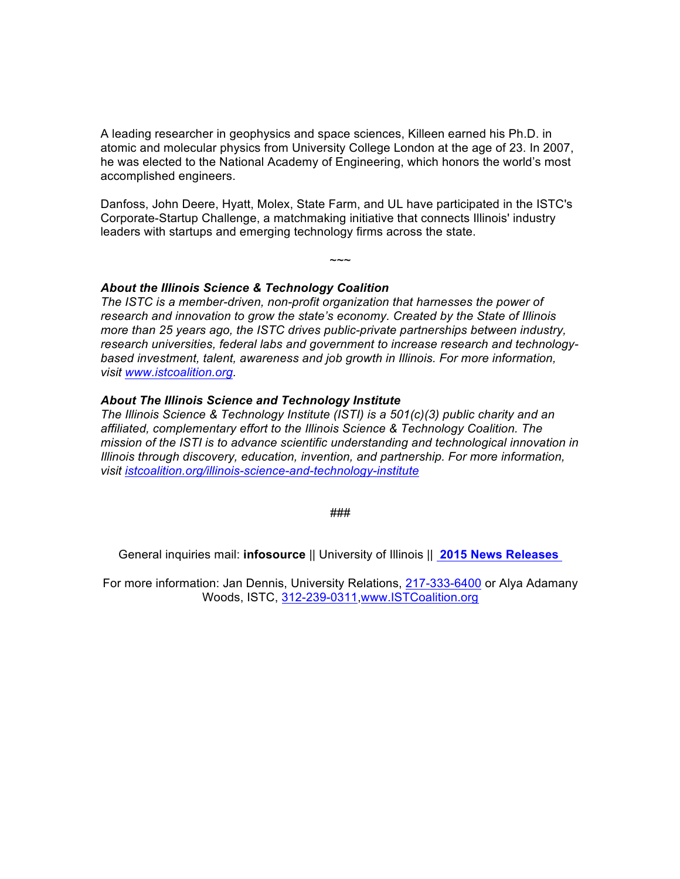A leading researcher in geophysics and space sciences, Killeen earned his Ph.D. in atomic and molecular physics from University College London at the age of 23. In 2007, he was elected to the National Academy of Engineering, which honors the world's most accomplished engineers.

Danfoss, John Deere, Hyatt, Molex, State Farm, and UL have participated in the ISTC's Corporate-Startup Challenge, a matchmaking initiative that connects Illinois' industry leaders with startups and emerging technology firms across the state.

~~~

***About the Illinois Science & Technology Coalition***

*The ISTC is a member-driven, non-profit organization that harnesses the power of research and innovation to grow the state's economy. Created by the State of Illinois more than 25 years ago, the ISTC drives public-private partnerships between industry, research universities, federal labs and government to increase research and technology-based investment, talent, awareness and job growth in Illinois. For more information, visit [www.istcoalition.org](http://www.istcoalition.org).*

***About The Illinois Science and Technology Institute***

*The Illinois Science & Technology Institute (ISTI) is a 501(c)(3) public charity and an affiliated, complementary effort to the Illinois Science & Technology Coalition. The mission of the ISTI is to advance scientific understanding and technological innovation in Illinois through discovery, education, invention, and partnership. For more information, visit [istcoalition.org/illinois-science-and-technology-institute](http://istcoalition.org/illinois-science-and-technology-institute)*

###

General inquiries mail: **infosource** || University of Illinois || **2015 News Releases**

For more information: Jan Dennis, University Relations, 217-333-6400 or Alya Adamany Woods, ISTC, 312-239-0311,[www.ISTCoalition.org](http://www.ISTCoalition.org)